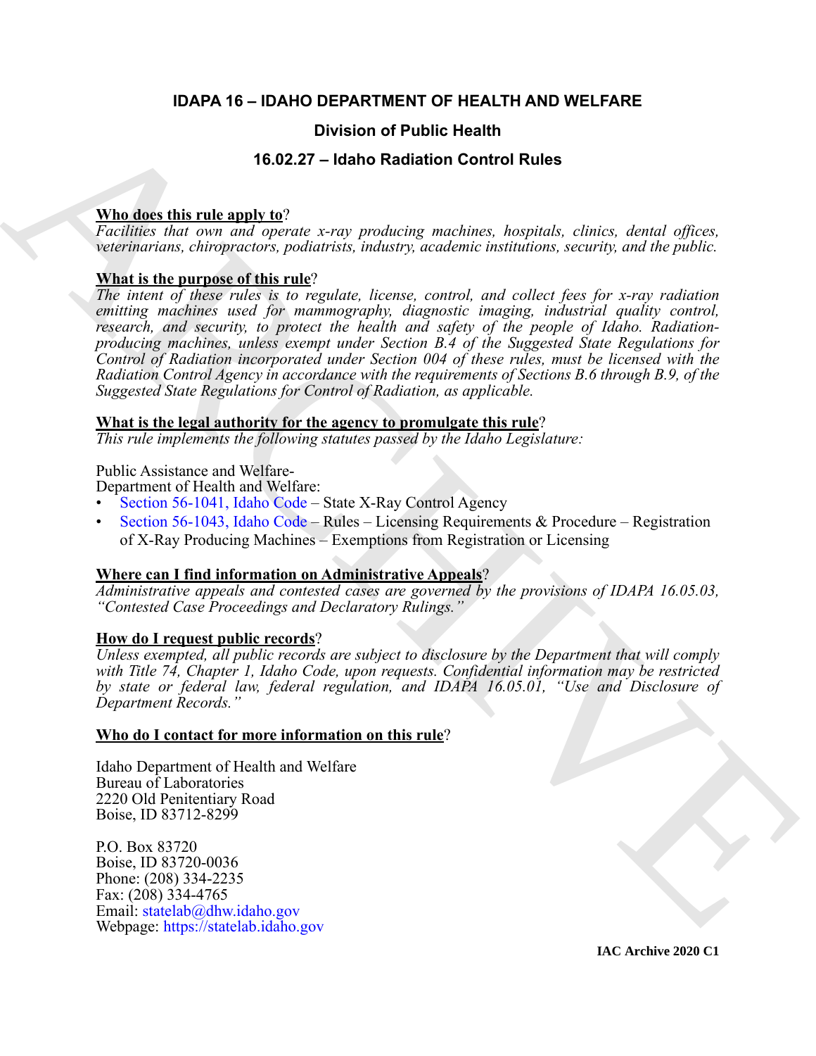# IDAPA 16 – IDAHO DEPARTMENT OF HEALTH AND WELFARE

## Division of Public Health

## 16.02.27 – Idaho Radiation Control Rules

**Who does this rule apply to**?

*Facilities that own and operate x-ray producing machines, hospitals, clinics, dental offices, veterinarians, chiropractors, podiatrists, industry, academic institutions, security, and the public.*

**What is the purpose of this rule**?

*The intent of these rules is to regulate, license, control, and collect fees for x-ray radiation emitting machines used for mammography, diagnostic imaging, industrial quality control, research, and security, to protect the health and safety of the people of Idaho. Radiation-producing machines, unless exempt under Section B.4 of the Suggested State Regulations for Control of Radiation incorporated under Section 004 of these rules, must be licensed with the Radiation Control Agency in accordance with the requirements of Sections B.6 through B.9, of the Suggested State Regulations for Control of Radiation, as applicable.*

**What is the legal authority for the agency to promulgate this rule**?

*This rule implements the following statutes passed by the Idaho Legislature:*

Public Assistance and Welfare-
Department of Health and Welfare:

- Section 56-1041, Idaho Code – State X-Ray Control Agency
- Section 56-1043, Idaho Code – Rules – Licensing Requirements & Procedure – Registration of X-Ray Producing Machines – Exemptions from Registration or Licensing

**Where can I find information on Administrative Appeals**?

*Administrative appeals and contested cases are governed by the provisions of IDAPA 16.05.03, "Contested Case Proceedings and Declaratory Rulings."*

**How do I request public records**?

*Unless exempted, all public records are subject to disclosure by the Department that will comply with Title 74, Chapter 1, Idaho Code, upon requests. Confidential information may be restricted by state or federal law, federal regulation, and IDAPA 16.05.01, "Use and Disclosure of Department Records."*

**Who do I contact for more information on this rule**?

Idaho Department of Health and Welfare
Bureau of Laboratories
2220 Old Penitentiary Road
Boise, ID 83712-8299

P.O. Box 83720
Boise, ID 83720-0036
Phone: (208) 334-2235
Fax: (208) 334-4765
Email: statelab@dhw.idaho.gov
Webpage: https://statelab.idaho.gov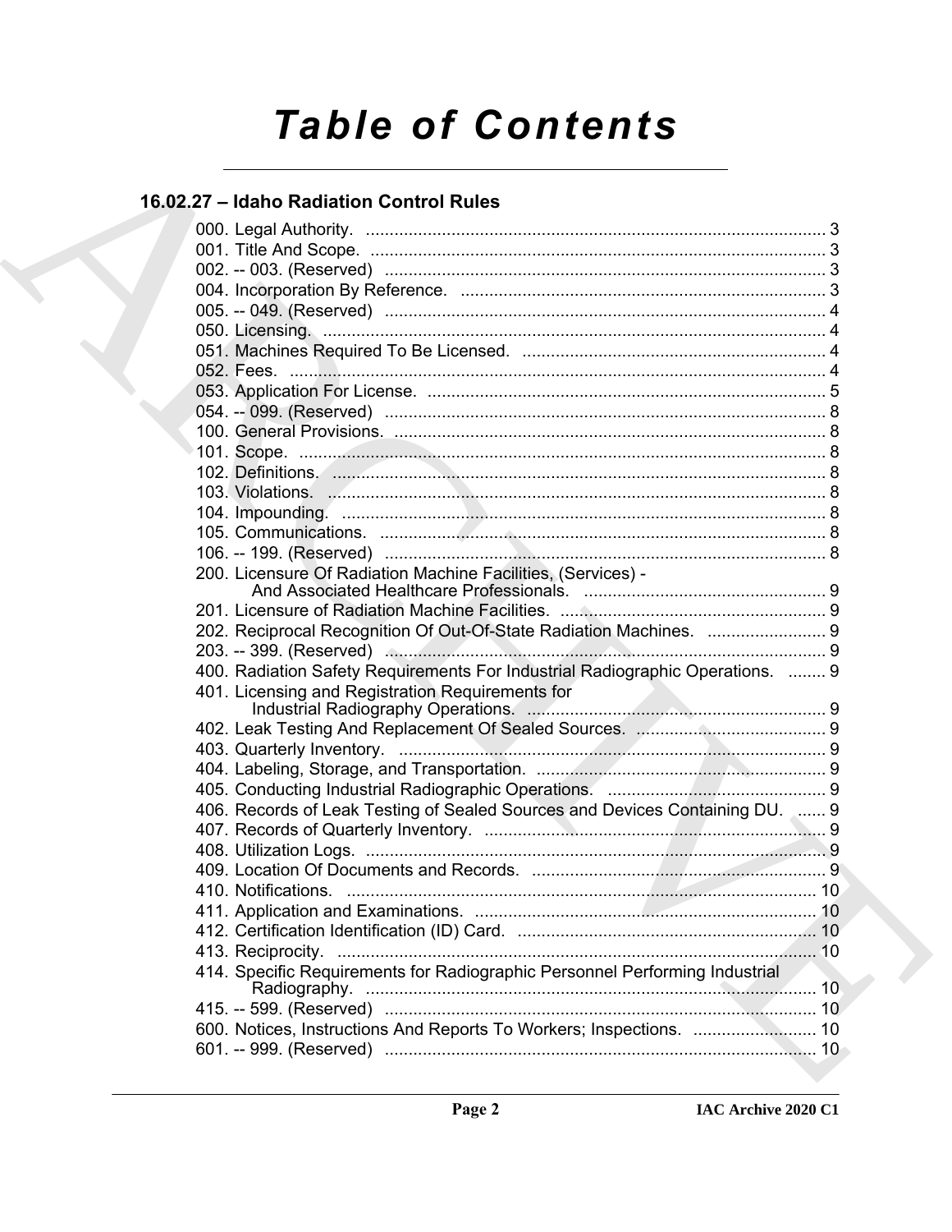# Table of Contents

## 16.02.27 – Idaho Radiation Control Rules

000. Legal Authority. ..... 3
001. Title And Scope. ..... 3
002. -- 003. (Reserved) ..... 3
004. Incorporation By Reference. ..... 3
005. -- 049. (Reserved) ..... 4
050. Licensing. ..... 4
051. Machines Required To Be Licensed. ..... 4
052. Fees. ..... 4
053. Application For License. ..... 5
054. -- 099. (Reserved) ..... 8
100. General Provisions. ..... 8
101. Scope. ..... 8
102. Definitions. ..... 8
103. Violations. ..... 8
104. Impounding. ..... 8
105. Communications. ..... 8
106. -- 199. (Reserved) ..... 8
200. Licensure Of Radiation Machine Facilities, (Services) - And Associated Healthcare Professionals. ..... 9
201. Licensure of Radiation Machine Facilities. ..... 9
202. Reciprocal Recognition Of Out-Of-State Radiation Machines. ..... 9
203. -- 399. (Reserved) ..... 9
400. Radiation Safety Requirements For Industrial Radiographic Operations. ..... 9
401. Licensing and Registration Requirements for Industrial Radiography Operations. ..... 9
402. Leak Testing And Replacement Of Sealed Sources. ..... 9
403. Quarterly Inventory. ..... 9
404. Labeling, Storage, and Transportation. ..... 9
405. Conducting Industrial Radiographic Operations. ..... 9
406. Records of Leak Testing of Sealed Sources and Devices Containing DU. ..... 9
407. Records of Quarterly Inventory. ..... 9
408. Utilization Logs. ..... 9
409. Location Of Documents and Records. ..... 9
410. Notifications. ..... 10
411. Application and Examinations. ..... 10
412. Certification Identification (ID) Card. ..... 10
413. Reciprocity. ..... 10
414. Specific Requirements for Radiographic Personnel Performing Industrial Radiography. ..... 10
415. -- 599. (Reserved) ..... 10
600. Notices, Instructions And Reports To Workers; Inspections. ..... 10
601. -- 999. (Reserved) ..... 10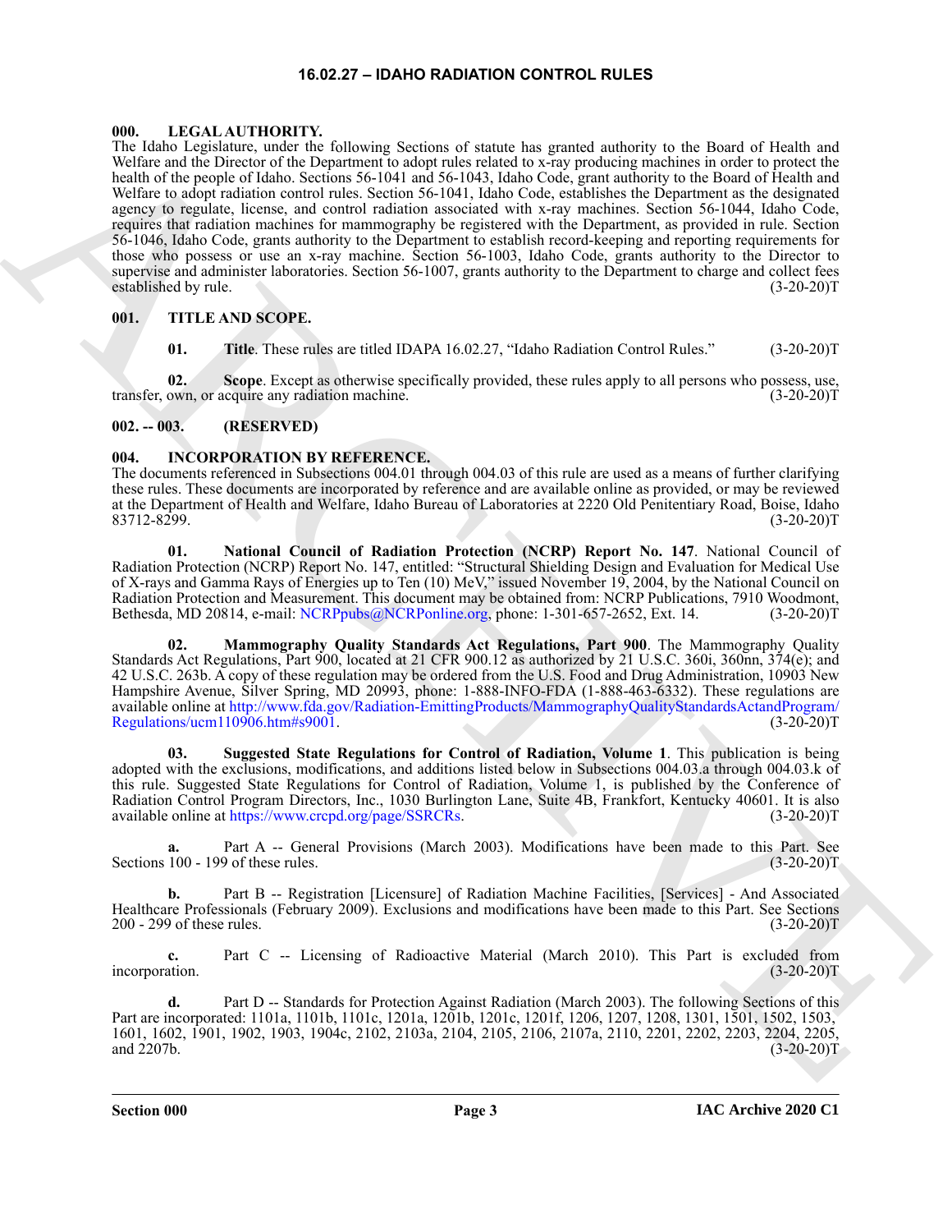# 16.02.27 – IDAHO RADIATION CONTROL RULES

**000. LEGAL AUTHORITY.**

The Idaho Legislature, under the following Sections of statute has granted authority to the Board of Health and Welfare and the Director of the Department to adopt rules related to x-ray producing machines in order to protect the health of the people of Idaho. Sections 56-1041 and 56-1043, Idaho Code, grant authority to the Board of Health and Welfare to adopt radiation control rules. Section 56-1041, Idaho Code, establishes the Department as the designated agency to regulate, license, and control radiation associated with x-ray machines. Section 56-1044, Idaho Code, requires that radiation machines for mammography be registered with the Department, as provided in rule. Section 56-1046, Idaho Code, grants authority to the Department to establish record-keeping and reporting requirements for those who possess or use an x-ray machine. Section 56-1003, Idaho Code, grants authority to the Director to supervise and administer laboratories. Section 56-1007, grants authority to the Department to charge and collect fees established by rule. (3-20-20)T

**001. TITLE AND SCOPE.**

**01. Title**. These rules are titled IDAPA 16.02.27, "Idaho Radiation Control Rules." (3-20-20)T

**02. Scope**. Except as otherwise specifically provided, these rules apply to all persons who possess, use, transfer, own, or acquire any radiation machine. (3-20-20)T

**002. -- 003. (RESERVED)**

**004. INCORPORATION BY REFERENCE.**

The documents referenced in Subsections 004.01 through 004.03 of this rule are used as a means of further clarifying these rules. These documents are incorporated by reference and are available online as provided, or may be reviewed at the Department of Health and Welfare, Idaho Bureau of Laboratories at 2220 Old Penitentiary Road, Boise, Idaho 83712-8299. (3-20-20)T

**01. National Council of Radiation Protection (NCRP) Report No. 147**. National Council of Radiation Protection (NCRP) Report No. 147, entitled: "Structural Shielding Design and Evaluation for Medical Use of X-rays and Gamma Rays of Energies up to Ten (10) MeV," issued November 19, 2004, by the National Council on Radiation Protection and Measurement. This document may be obtained from: NCRP Publications, 7910 Woodmont, Bethesda, MD 20814, e-mail: NCRPpubs@NCRPonline.org, phone: 1-301-657-2652, Ext. 14. (3-20-20)T

**02. Mammography Quality Standards Act Regulations, Part 900**. The Mammography Quality Standards Act Regulations, Part 900, located at 21 CFR 900.12 as authorized by 21 U.S.C. 360i, 360nn, 374(e); and 42 U.S.C. 263b. A copy of these regulation may be ordered from the U.S. Food and Drug Administration, 10903 New Hampshire Avenue, Silver Spring, MD 20993, phone: 1-888-INFO-FDA (1-888-463-6332). These regulations are available online at http://www.fda.gov/Radiation-EmittingProducts/MammographyQualityStandardsActandProgram/Regulations/ucm110906.htm#s9001. (3-20-20)T

**03. Suggested State Regulations for Control of Radiation, Volume 1**. This publication is being adopted with the exclusions, modifications, and additions listed below in Subsections 004.03.a through 004.03.k of this rule. Suggested State Regulations for Control of Radiation, Volume 1, is published by the Conference of Radiation Control Program Directors, Inc., 1030 Burlington Lane, Suite 4B, Frankfort, Kentucky 40601. It is also available online at https://www.crcpd.org/page/SSRCRs. (3-20-20)T

**a.** Part A -- General Provisions (March 2003). Modifications have been made to this Part. See Sections 100 - 199 of these rules. (3-20-20)T

**b.** Part B -- Registration [Licensure] of Radiation Machine Facilities, [Services] - And Associated Healthcare Professionals (February 2009). Exclusions and modifications have been made to this Part. See Sections 200 - 299 of these rules. (3-20-20)T

**c.** Part C -- Licensing of Radioactive Material (March 2010). This Part is excluded from incorporation. (3-20-20)T

**d.** Part D -- Standards for Protection Against Radiation (March 2003). The following Sections of this Part are incorporated: 1101a, 1101b, 1101c, 1201a, 1201b, 1201c, 1201f, 1206, 1207, 1208, 1301, 1501, 1502, 1503, 1601, 1602, 1901, 1902, 1903, 1904c, 2102, 2103a, 2104, 2105, 2106, 2107a, 2110, 2201, 2202, 2203, 2204, 2205, and 2207b. (3-20-20)T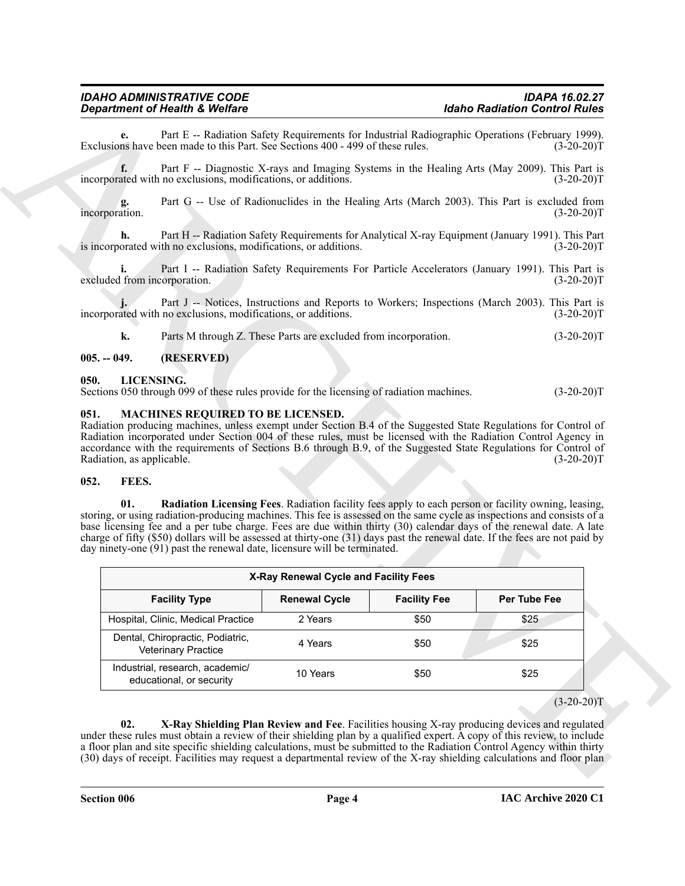**e.** Part E -- Radiation Safety Requirements for Industrial Radiographic Operations (February 1999). Exclusions have been made to this Part. See Sections 400 - 499 of these rules. (3-20-20)T

**f.** Part F -- Diagnostic X-rays and Imaging Systems in the Healing Arts (May 2009). This Part is incorporated with no exclusions, modifications, or additions. (3-20-20)T

**g.** Part G -- Use of Radionuclides in the Healing Arts (March 2003). This Part is excluded from incorporation. (3-20-20)T

**h.** Part H -- Radiation Safety Requirements for Analytical X-ray Equipment (January 1991). This Part is incorporated with no exclusions, modifications, or additions. (3-20-20)T

**i.** Part I -- Radiation Safety Requirements For Particle Accelerators (January 1991). This Part is excluded from incorporation. (3-20-20)T

**j.** Part J -- Notices, Instructions and Reports to Workers; Inspections (March 2003). This Part is incorporated with no exclusions, modifications, or additions. (3-20-20)T

**k.** Parts M through Z. These Parts are excluded from incorporation. (3-20-20)T

## 005. -- 049. (RESERVED)

## 050. LICENSING.

Sections 050 through 099 of these rules provide for the licensing of radiation machines. (3-20-20)T

## 051. MACHINES REQUIRED TO BE LICENSED.

Radiation producing machines, unless exempt under Section B.4 of the Suggested State Regulations for Control of Radiation incorporated under Section 004 of these rules, must be licensed with the Radiation Control Agency in accordance with the requirements of Sections B.6 through B.9, of the Suggested State Regulations for Control of Radiation, as applicable. (3-20-20)T

## 052. FEES.

**01. Radiation Licensing Fees**. Radiation facility fees apply to each person or facility owning, leasing, storing, or using radiation-producing machines. This fee is assessed on the same cycle as inspections and consists of a base licensing fee and a per tube charge. Fees are due within thirty (30) calendar days of the renewal date. A late charge of fifty ($50) dollars will be assessed at thirty-one (31) days past the renewal date. If the fees are not paid by day ninety-one (91) past the renewal date, licensure will be terminated.

| X-Ray Renewal Cycle and Facility Fees | | | |
|---|---|---|---|
| **Facility Type** | **Renewal Cycle** | **Facility Fee** | **Per Tube Fee** |
| Hospital, Clinic, Medical Practice | 2 Years | $50 | $25 |
| Dental, Chiropractic, Podiatric, Veterinary Practice | 4 Years | $50 | $25 |
| Industrial, research, academic/ educational, or security | 10 Years | $50 | $25 |

(3-20-20)T

**02. X-Ray Shielding Plan Review and Fee**. Facilities housing X-ray producing devices and regulated under these rules must obtain a review of their shielding plan by a qualified expert. A copy of this review, to include a floor plan and site specific shielding calculations, must be submitted to the Radiation Control Agency within thirty (30) days of receipt. Facilities may request a departmental review of the X-ray shielding calculations and floor plan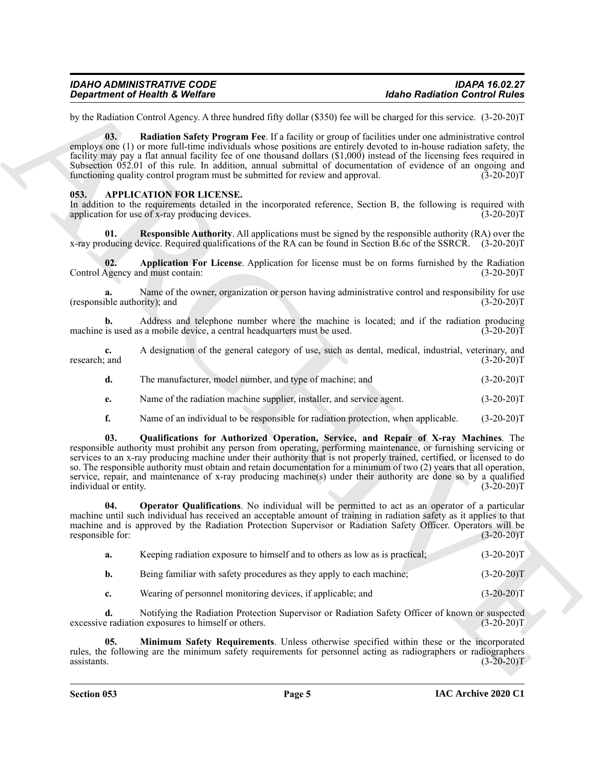by the Radiation Control Agency. A three hundred fifty dollar ($350) fee will be charged for this service. (3-20-20)T

**03. Radiation Safety Program Fee**. If a facility or group of facilities under one administrative control employs one (1) or more full-time individuals whose positions are entirely devoted to in-house radiation safety, the facility may pay a flat annual facility fee of one thousand dollars ($1,000) instead of the licensing fees required in Subsection 052.01 of this rule. In addition, annual submittal of documentation of evidence of an ongoing and functioning quality control program must be submitted for review and approval. (3-20-20)T

## 053. APPLICATION FOR LICENSE.

In addition to the requirements detailed in the incorporated reference, Section B, the following is required with application for use of x-ray producing devices. (3-20-20)T

**01. Responsible Authority**. All applications must be signed by the responsible authority (RA) over the x-ray producing device. Required qualifications of the RA can be found in Section B.6c of the SSRCR. (3-20-20)T

**02. Application For License**. Application for license must be on forms furnished by the Radiation Control Agency and must contain: (3-20-20)T

**a.** Name of the owner, organization or person having administrative control and responsibility for use (responsible authority); and (3-20-20)T

**b.** Address and telephone number where the machine is located; and if the radiation producing machine is used as a mobile device, a central headquarters must be used. (3-20-20)T

**c.** A designation of the general category of use, such as dental, medical, industrial, veterinary, and research; and (3-20-20)T

**d.** The manufacturer, model number, and type of machine; and (3-20-20)T

**e.** Name of the radiation machine supplier, installer, and service agent. (3-20-20)T

**f.** Name of an individual to be responsible for radiation protection, when applicable. (3-20-20)T

**03. Qualifications for Authorized Operation, Service, and Repair of X-ray Machines**. The responsible authority must prohibit any person from operating, performing maintenance, or furnishing servicing or services to an x-ray producing machine under their authority that is not properly trained, certified, or licensed to do so. The responsible authority must obtain and retain documentation for a minimum of two (2) years that all operation, service, repair, and maintenance of x-ray producing machine(s) under their authority are done so by a qualified individual or entity. (3-20-20)T

**04. Operator Qualifications**. No individual will be permitted to act as an operator of a particular machine until such individual has received an acceptable amount of training in radiation safety as it applies to that machine and is approved by the Radiation Protection Supervisor or Radiation Safety Officer. Operators will be responsible for: (3-20-20)T

**a.** Keeping radiation exposure to himself and to others as low as is practical; (3-20-20)T

**b.** Being familiar with safety procedures as they apply to each machine; (3-20-20)T

**c.** Wearing of personnel monitoring devices, if applicable; and (3-20-20)T

**d.** Notifying the Radiation Protection Supervisor or Radiation Safety Officer of known or suspected excessive radiation exposures to himself or others. (3-20-20)T

**05. Minimum Safety Requirements**. Unless otherwise specified within these or the incorporated rules, the following are the minimum safety requirements for personnel acting as radiographers or radiographers assistants. (3-20-20)T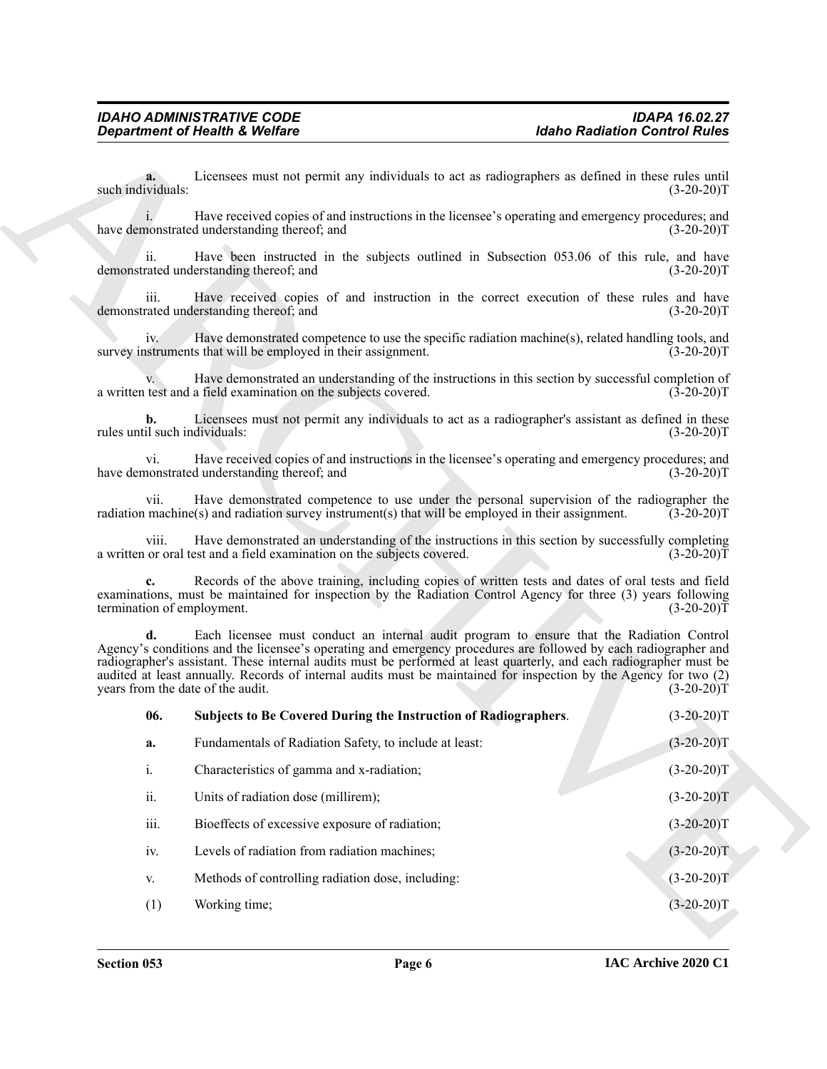**a.** Licensees must not permit any individuals to act as radiographers as defined in these rules until such individuals: (3-20-20)T

i. Have received copies of and instructions in the licensee's operating and emergency procedures; and have demonstrated understanding thereof; and (3-20-20)T

ii. Have been instructed in the subjects outlined in Subsection 053.06 of this rule, and have demonstrated understanding thereof; and (3-20-20)T

iii. Have received copies of and instruction in the correct execution of these rules and have demonstrated understanding thereof; and (3-20-20)T

iv. Have demonstrated competence to use the specific radiation machine(s), related handling tools, and survey instruments that will be employed in their assignment. (3-20-20)T

v. Have demonstrated an understanding of the instructions in this section by successful completion of a written test and a field examination on the subjects covered. (3-20-20)T

**b.** Licensees must not permit any individuals to act as a radiographer's assistant as defined in these rules until such individuals: (3-20-20)T

vi. Have received copies of and instructions in the licensee's operating and emergency procedures; and have demonstrated understanding thereof; and (3-20-20)T

vii. Have demonstrated competence to use under the personal supervision of the radiographer the radiation machine(s) and radiation survey instrument(s) that will be employed in their assignment. (3-20-20)T

viii. Have demonstrated an understanding of the instructions in this section by successfully completing a written or oral test and a field examination on the subjects covered. (3-20-20)T

**c.** Records of the above training, including copies of written tests and dates of oral tests and field examinations, must be maintained for inspection by the Radiation Control Agency for three (3) years following termination of employment. (3-20-20)T

**d.** Each licensee must conduct an internal audit program to ensure that the Radiation Control Agency's conditions and the licensee's operating and emergency procedures are followed by each radiographer and radiographer's assistant. These internal audits must be performed at least quarterly, and each radiographer must be audited at least annually. Records of internal audits must be maintained for inspection by the Agency for two (2) years from the date of the audit. (3-20-20)T

**06. Subjects to Be Covered During the Instruction of Radiographers.** (3-20-20)T

**a.** Fundamentals of Radiation Safety, to include at least: (3-20-20)T

i. Characteristics of gamma and x-radiation; (3-20-20)T

ii. Units of radiation dose (millirem); (3-20-20)T

iii. Bioeffects of excessive exposure of radiation; (3-20-20)T

iv. Levels of radiation from radiation machines; (3-20-20)T

v. Methods of controlling radiation dose, including: (3-20-20)T

(1) Working time; (3-20-20)T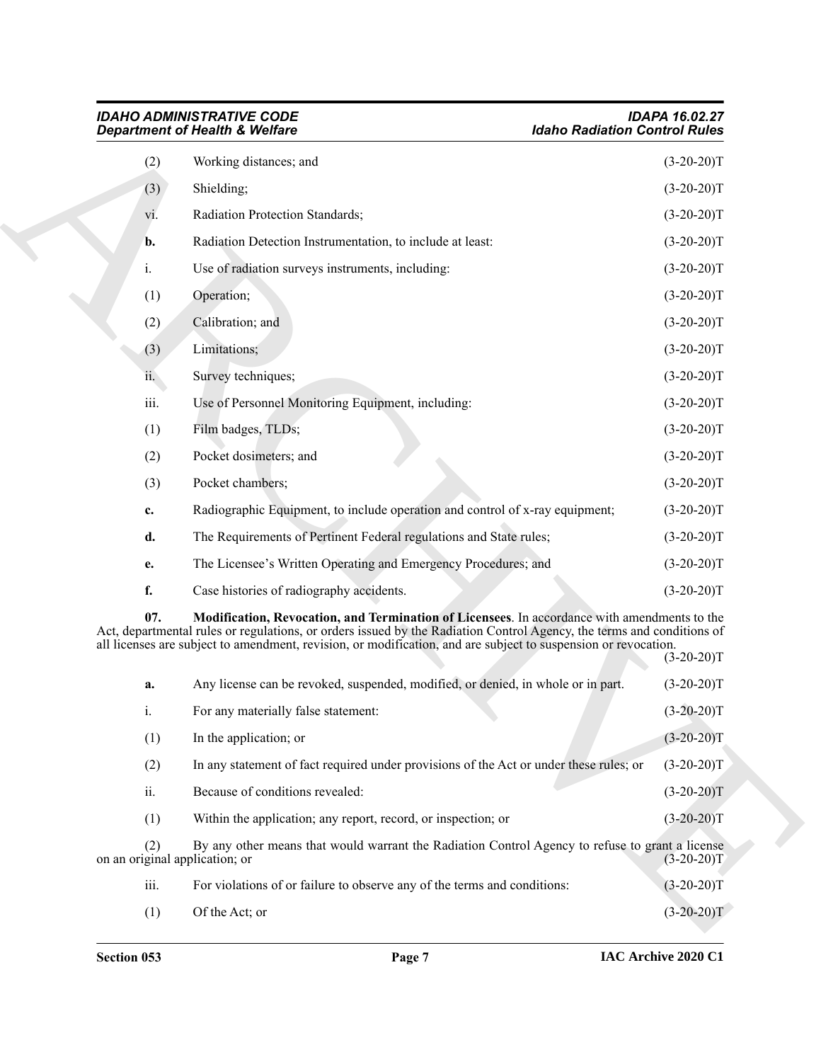(2) Working distances; and (3-20-20)T

(3) Shielding; (3-20-20)T

vi. Radiation Protection Standards; (3-20-20)T

**b.** Radiation Detection Instrumentation, to include at least: (3-20-20)T

i. Use of radiation surveys instruments, including: (3-20-20)T

(1) Operation; (3-20-20)T

(2) Calibration; and (3-20-20)T

(3) Limitations; (3-20-20)T

ii. Survey techniques; (3-20-20)T

iii. Use of Personnel Monitoring Equipment, including: (3-20-20)T

(1) Film badges, TLDs; (3-20-20)T

(2) Pocket dosimeters; and (3-20-20)T

(3) Pocket chambers; (3-20-20)T

**c.** Radiographic Equipment, to include operation and control of x-ray equipment; (3-20-20)T

**d.** The Requirements of Pertinent Federal regulations and State rules; (3-20-20)T

**e.** The Licensee's Written Operating and Emergency Procedures; and (3-20-20)T

**f.** Case histories of radiography accidents. (3-20-20)T

**07. Modification, Revocation, and Termination of Licensees**. In accordance with amendments to the Act, departmental rules or regulations, or orders issued by the Radiation Control Agency, the terms and conditions of all licenses are subject to amendment, revision, or modification, and are subject to suspension or revocation. (3-20-20)T

**a.** Any license can be revoked, suspended, modified, or denied, in whole or in part. (3-20-20)T

i. For any materially false statement: (3-20-20)T

(1) In the application; or (3-20-20)T

(2) In any statement of fact required under provisions of the Act or under these rules; or (3-20-20)T

ii. Because of conditions revealed: (3-20-20)T

(1) Within the application; any report, record, or inspection; or (3-20-20)T

(2) By any other means that would warrant the Radiation Control Agency to refuse to grant a license on an original application; or (3-20-20)T

iii. For violations of or failure to observe any of the terms and conditions: (3-20-20)T

(1) Of the Act; or (3-20-20)T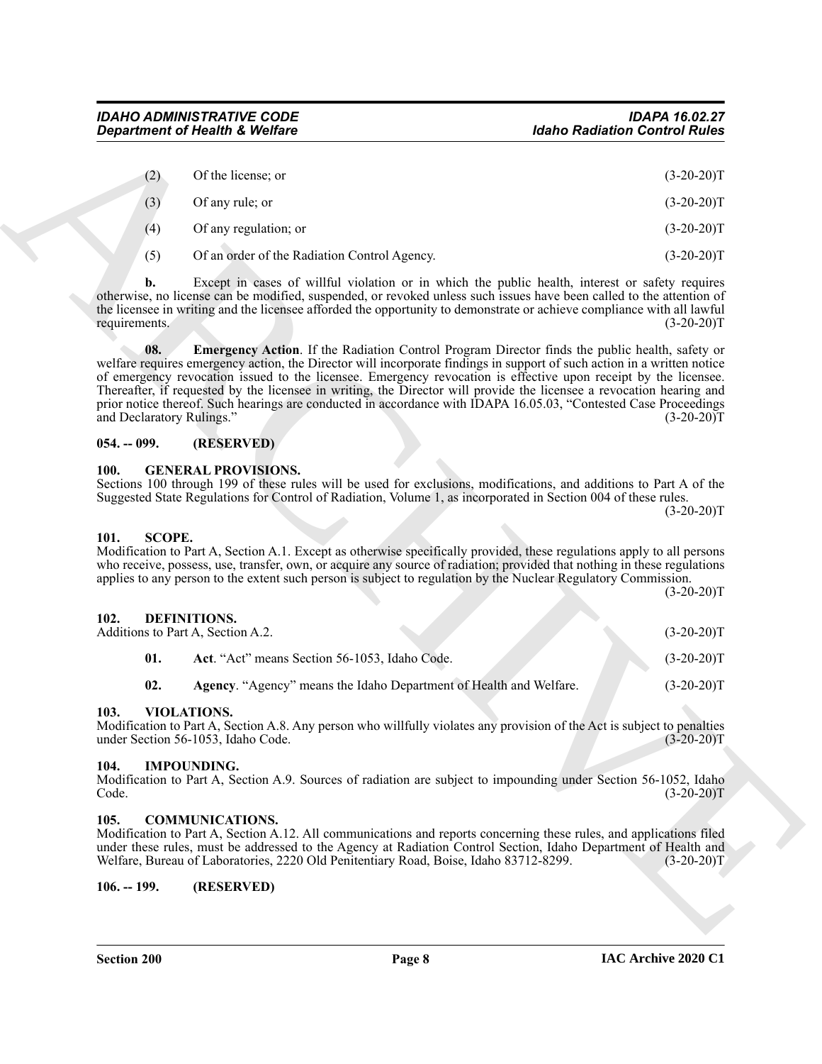(2) Of the license; or (3-20-20)T

(3) Of any rule; or (3-20-20)T

(4) Of any regulation; or (3-20-20)T

(5) Of an order of the Radiation Control Agency. (3-20-20)T

**b.** Except in cases of willful violation or in which the public health, interest or safety requires otherwise, no license can be modified, suspended, or revoked unless such issues have been called to the attention of the licensee in writing and the licensee afforded the opportunity to demonstrate or achieve compliance with all lawful requirements. (3-20-20)T

**08. Emergency Action**. If the Radiation Control Program Director finds the public health, safety or welfare requires emergency action, the Director will incorporate findings in support of such action in a written notice of emergency revocation issued to the licensee. Emergency revocation is effective upon receipt by the licensee. Thereafter, if requested by the licensee in writing, the Director will provide the licensee a revocation hearing and prior notice thereof. Such hearings are conducted in accordance with IDAPA 16.05.03, "Contested Case Proceedings and Declaratory Rulings." (3-20-20)T

## 054. -- 099. (RESERVED)

## 100. GENERAL PROVISIONS.

Sections 100 through 199 of these rules will be used for exclusions, modifications, and additions to Part A of the Suggested State Regulations for Control of Radiation, Volume 1, as incorporated in Section 004 of these rules. (3-20-20)T

## 101. SCOPE.

Modification to Part A, Section A.1. Except as otherwise specifically provided, these regulations apply to all persons who receive, possess, use, transfer, own, or acquire any source of radiation; provided that nothing in these regulations applies to any person to the extent such person is subject to regulation by the Nuclear Regulatory Commission. (3-20-20)T

## 102. DEFINITIONS.

Additions to Part A, Section A.2. (3-20-20)T

**01. Act**. "Act" means Section 56-1053, Idaho Code. (3-20-20)T

**02. Agency**. "Agency" means the Idaho Department of Health and Welfare. (3-20-20)T

## 103. VIOLATIONS.

Modification to Part A, Section A.8. Any person who willfully violates any provision of the Act is subject to penalties under Section 56-1053, Idaho Code. (3-20-20)T

## 104. IMPOUNDING.

Modification to Part A, Section A.9. Sources of radiation are subject to impounding under Section 56-1052, Idaho Code. (3-20-20)T

## 105. COMMUNICATIONS.

Modification to Part A, Section A.12. All communications and reports concerning these rules, and applications filed under these rules, must be addressed to the Agency at Radiation Control Section, Idaho Department of Health and Welfare, Bureau of Laboratories, 2220 Old Penitentiary Road, Boise, Idaho 83712-8299. (3-20-20)T

## 106. -- 199. (RESERVED)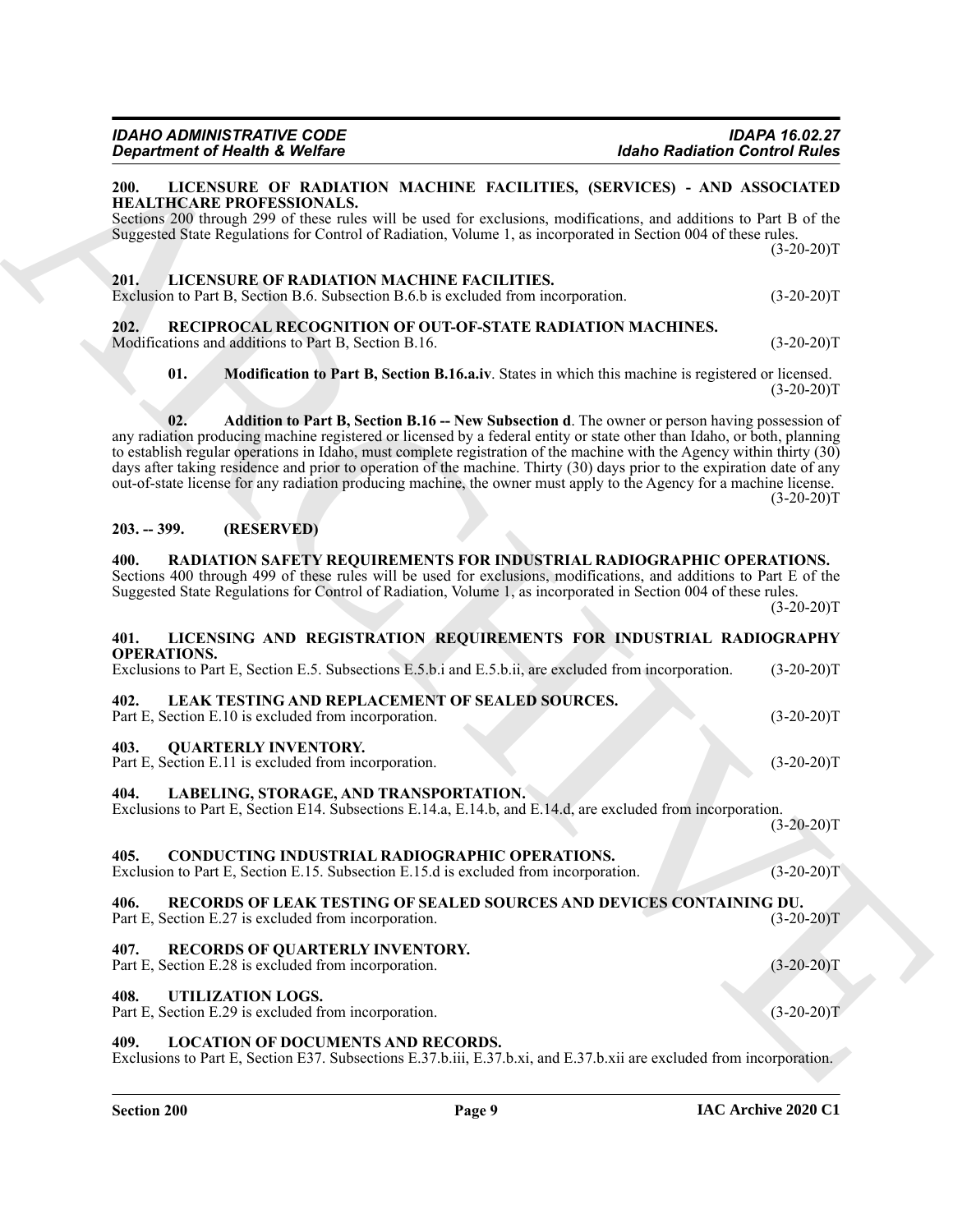**200. LICENSURE OF RADIATION MACHINE FACILITIES, (SERVICES) - AND ASSOCIATED HEALTHCARE PROFESSIONALS.**
Sections 200 through 299 of these rules will be used for exclusions, modifications, and additions to Part B of the Suggested State Regulations for Control of Radiation, Volume 1, as incorporated in Section 004 of these rules. (3-20-20)T

**201. LICENSURE OF RADIATION MACHINE FACILITIES.**
Exclusion to Part B, Section B.6. Subsection B.6.b is excluded from incorporation. (3-20-20)T

**202. RECIPROCAL RECOGNITION OF OUT-OF-STATE RADIATION MACHINES.**
Modifications and additions to Part B, Section B.16. (3-20-20)T

**01. Modification to Part B, Section B.16.a.iv**. States in which this machine is registered or licensed. (3-20-20)T

**02. Addition to Part B, Section B.16 -- New Subsection d**. The owner or person having possession of any radiation producing machine registered or licensed by a federal entity or state other than Idaho, or both, planning to establish regular operations in Idaho, must complete registration of the machine with the Agency within thirty (30) days after taking residence and prior to operation of the machine. Thirty (30) days prior to the expiration date of any out-of-state license for any radiation producing machine, the owner must apply to the Agency for a machine license. (3-20-20)T

**203. -- 399. (RESERVED)**

**400. RADIATION SAFETY REQUIREMENTS FOR INDUSTRIAL RADIOGRAPHIC OPERATIONS.**
Sections 400 through 499 of these rules will be used for exclusions, modifications, and additions to Part E of the Suggested State Regulations for Control of Radiation, Volume 1, as incorporated in Section 004 of these rules. (3-20-20)T

**401. LICENSING AND REGISTRATION REQUIREMENTS FOR INDUSTRIAL RADIOGRAPHY OPERATIONS.**
Exclusions to Part E, Section E.5. Subsections E.5.b.i and E.5.b.ii, are excluded from incorporation. (3-20-20)T

**402. LEAK TESTING AND REPLACEMENT OF SEALED SOURCES.**
Part E, Section E.10 is excluded from incorporation. (3-20-20)T

**403. QUARTERLY INVENTORY.**
Part E, Section E.11 is excluded from incorporation. (3-20-20)T

**404. LABELING, STORAGE, AND TRANSPORTATION.**
Exclusions to Part E, Section E14. Subsections E.14.a, E.14.b, and E.14.d, are excluded from incorporation. (3-20-20)T

**405. CONDUCTING INDUSTRIAL RADIOGRAPHIC OPERATIONS.**
Exclusion to Part E, Section E.15. Subsection E.15.d is excluded from incorporation. (3-20-20)T

**406. RECORDS OF LEAK TESTING OF SEALED SOURCES AND DEVICES CONTAINING DU.**
Part E, Section E.27 is excluded from incorporation. (3-20-20)T

**407. RECORDS OF QUARTERLY INVENTORY.**
Part E, Section E.28 is excluded from incorporation. (3-20-20)T

**408. UTILIZATION LOGS.**
Part E, Section E.29 is excluded from incorporation. (3-20-20)T

**409. LOCATION OF DOCUMENTS AND RECORDS.**
Exclusions to Part E, Section E37. Subsections E.37.b.iii, E.37.b.xi, and E.37.b.xii are excluded from incorporation.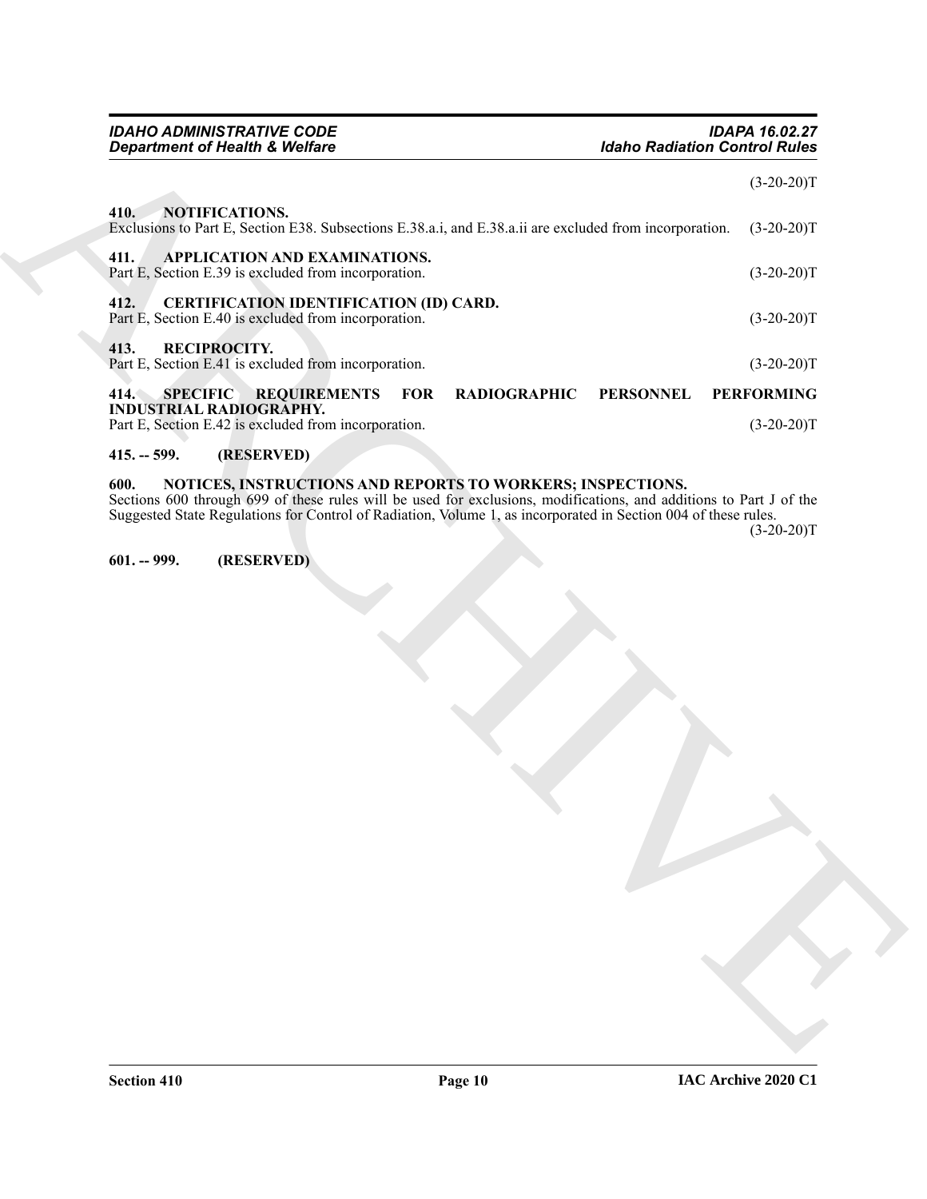(3-20-20)T

**410. NOTIFICATIONS.**
Exclusions to Part E, Section E38. Subsections E.38.a.i, and E.38.a.ii are excluded from incorporation. (3-20-20)T

**411. APPLICATION AND EXAMINATIONS.**
Part E, Section E.39 is excluded from incorporation. (3-20-20)T

**412. CERTIFICATION IDENTIFICATION (ID) CARD.**
Part E, Section E.40 is excluded from incorporation. (3-20-20)T

**413. RECIPROCITY.**
Part E, Section E.41 is excluded from incorporation. (3-20-20)T

**414. SPECIFIC REQUIREMENTS FOR RADIOGRAPHIC PERSONNEL PERFORMING INDUSTRIAL RADIOGRAPHY.**
Part E, Section E.42 is excluded from incorporation. (3-20-20)T

**415. -- 599. (RESERVED)**

**600. NOTICES, INSTRUCTIONS AND REPORTS TO WORKERS; INSPECTIONS.**
Sections 600 through 699 of these rules will be used for exclusions, modifications, and additions to Part J of the Suggested State Regulations for Control of Radiation, Volume 1, as incorporated in Section 004 of these rules. (3-20-20)T

**601. -- 999. (RESERVED)**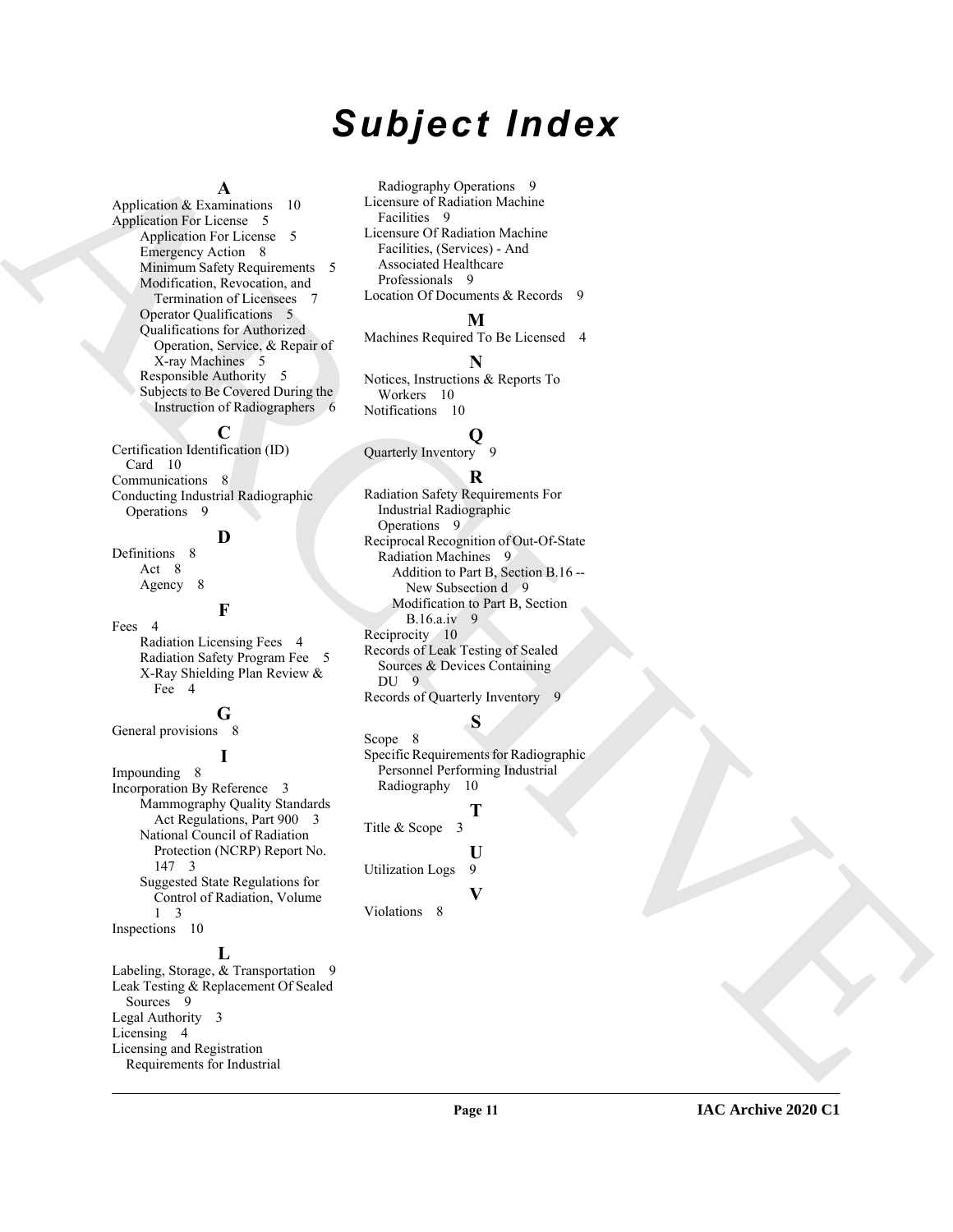# Subject Index

**A**

Application & Examinations 10
Application For License 5
- Application For License 5
- Emergency Action 8
- Minimum Safety Requirements 5
- Modification, Revocation, and Termination of Licensees 7
- Operator Qualifications 5
- Qualifications for Authorized Operation, Service, & Repair of X-ray Machines 5
- Responsible Authority 5
- Subjects to Be Covered During the Instruction of Radiographers 6

**C**

Certification Identification (ID) Card 10
Communications 8
Conducting Industrial Radiographic Operations 9

**D**

Definitions 8
- Act 8
- Agency 8

**F**

Fees 4
- Radiation Licensing Fees 4
- Radiation Safety Program Fee 5
- X-Ray Shielding Plan Review & Fee 4

**G**

General provisions 8

**I**

Impounding 8
Incorporation By Reference 3
- Mammography Quality Standards Act Regulations, Part 900 3
- National Council of Radiation Protection (NCRP) Report No. 147 3
- Suggested State Regulations for Control of Radiation, Volume 1 3

Inspections 10

**L**

Labeling, Storage, & Transportation 9
Leak Testing & Replacement Of Sealed Sources 9
Legal Authority 3
Licensing 4
Licensing and Registration Requirements for Industrial Radiography Operations 9
Licensure of Radiation Machine Facilities 9
Licensure Of Radiation Machine Facilities, (Services) - And Associated Healthcare Professionals 9
Location Of Documents & Records 9

**M**

Machines Required To Be Licensed 4

**N**

Notices, Instructions & Reports To Workers 10
Notifications 10

**Q**

Quarterly Inventory 9

**R**

Radiation Safety Requirements For Industrial Radiographic Operations 9
Reciprocal Recognition of Out-Of-State Radiation Machines 9
- Addition to Part B, Section B.16 -- New Subsection d 9
- Modification to Part B, Section B.16.a.iv 9

Reciprocity 10
Records of Leak Testing of Sealed Sources & Devices Containing DU 9
Records of Quarterly Inventory 9

**S**

Scope 8
Specific Requirements for Radiographic Personnel Performing Industrial Radiography 10

**T**

Title & Scope 3

**U**

Utilization Logs 9

**V**

Violations 8